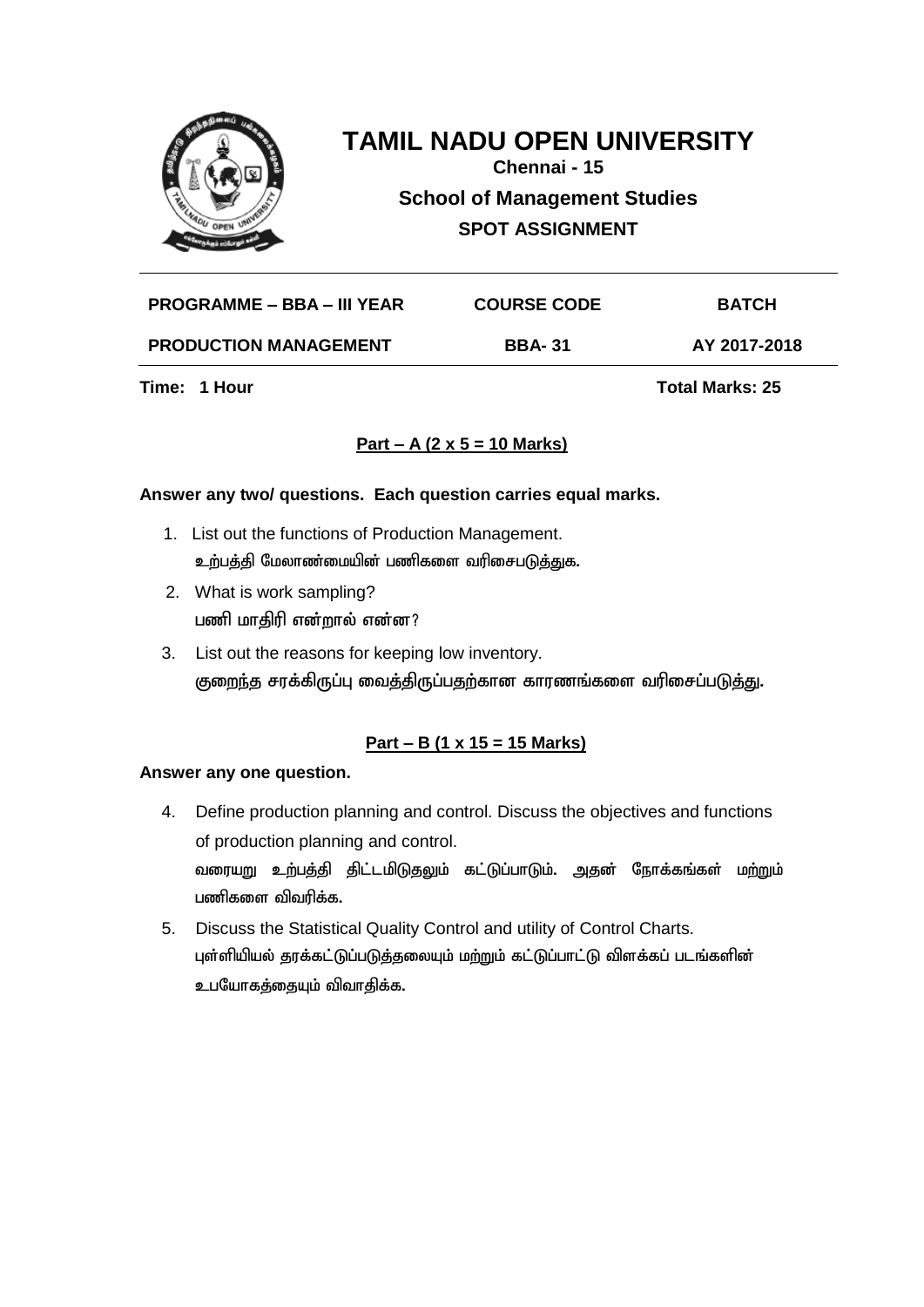# TAMIL NADU OPEN UNIVERSITY

**Chennai - 15**

**School of Management Studies**

**SPOT ASSIGNMENT**

| PROGRAMME – BBA – III YEAR | COURSE CODE | BATCH |
|---|---|---|
| PRODUCTION MANAGEMENT | BBA- 31 | AY 2017-2018 |

**Time: 1 Hour** **Total Marks: 25**

## Part – A (2 x 5 = 10 Marks)

**Answer any two/ questions. Each question carries equal marks.**

1. List out the functions of Production Management.
   உற்பத்தி மேலாண்மையின் பணிகளை வரிசைபடுத்துக.
2. What is work sampling?
   பணி மாதிரி என்றால் என்ன?
3. List out the reasons for keeping low inventory.
   குறைந்த சரக்கிருப்பு வைத்திருப்பதற்கான காரணங்களை வரிசைப்படுத்து.

## Part – B (1 x 15 = 15 Marks)

**Answer any one question.**

4. Define production planning and control. Discuss the objectives and functions of production planning and control.
   வரையறு உற்பத்தி திட்டமிடுதலும் கட்டுப்பாடும். அதன் நோக்கங்கள் மற்றும் பணிகளை விவரிக்க.
5. Discuss the Statistical Quality Control and utility of Control Charts.
   புள்ளியியல் தரக்கட்டுப்படுத்தலையும் மற்றும் கட்டுப்பாட்டு விளக்கப் படங்களின் உபயோகத்தையும் விவாதிக்க.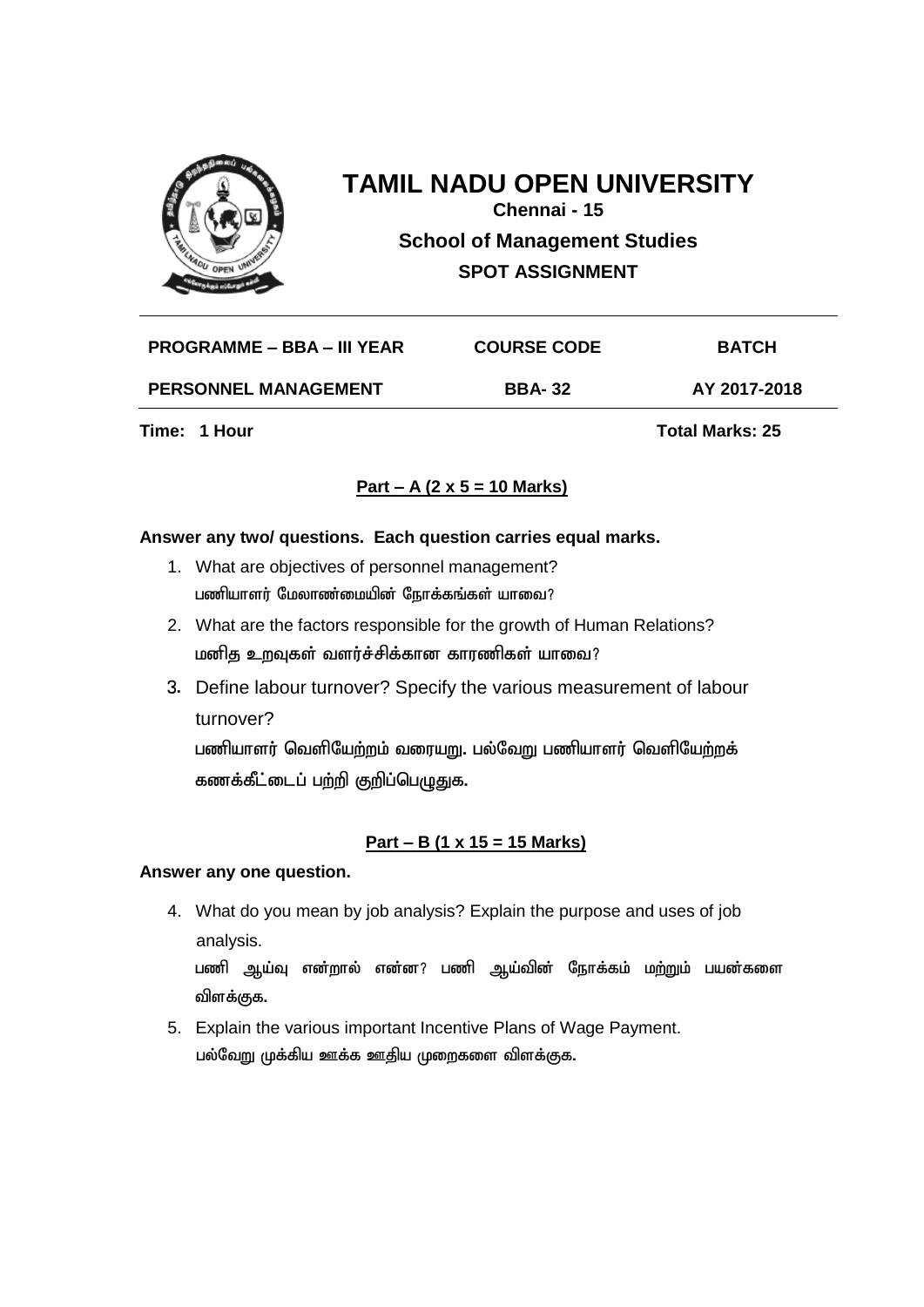# TAMIL NADU OPEN UNIVERSITY

**Chennai - 15**

**School of Management Studies**

**SPOT ASSIGNMENT**

| PROGRAMME – BBA – III YEAR | COURSE CODE | BATCH |
|---|---|---|
| PERSONNEL MANAGEMENT | BBA- 32 | AY 2017-2018 |

**Time: 1 Hour** **Total Marks: 25**

## Part – A (2 x 5 = 10 Marks)

**Answer any two/ questions. Each question carries equal marks.**

1. What are objectives of personnel management?
   பணியாளர் மேலாண்மையின் நோக்கங்கள் யாவை?
2. What are the factors responsible for the growth of Human Relations?
   மனித உறவுகள் வளர்ச்சிக்கான காரணிகள் யாவை?
3. Define labour turnover? Specify the various measurement of labour turnover?
   பணியாளர் வெளியேற்றம் வரையறு. பல்வேறு பணியாளர் வெளியேற்றக் கணக்கீட்டைப் பற்றி குறிப்பெழுதுக.

## Part – B (1 x 15 = 15 Marks)

**Answer any one question.**

4. What do you mean by job analysis? Explain the purpose and uses of job analysis.
   பணி ஆய்வு என்றால் என்ன? பணி ஆய்வின் நோக்கம் மற்றும் பயன்களை விளக்குக.
5. Explain the various important Incentive Plans of Wage Payment.
   பல்வேறு முக்கிய ஊக்க ஊதிய முறைகளை விளக்குக.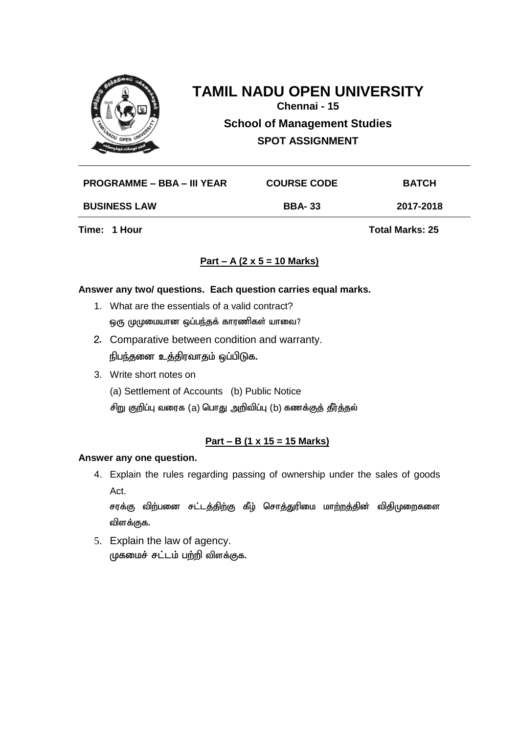# TAMIL NADU OPEN UNIVERSITY

**Chennai - 15**

**School of Management Studies**

**SPOT ASSIGNMENT**

| PROGRAMME – BBA – III YEAR | COURSE CODE | BATCH |
|---|---|---|
| BUSINESS LAW | BBA- 33 | 2017-2018 |

**Time: 1 Hour** **Total Marks: 25**

## Part – A (2 x 5 = 10 Marks)

**Answer any two/ questions. Each question carries equal marks.**

1. What are the essentials of a valid contract?
   ஒரு முழுமையான ஒப்பந்தக் காரணிகள் யாவை?
2. Comparative between condition and warranty.
   நிபந்தனை உத்திரவாதம் ஒப்பிடுக.
3. Write short notes on
   (a) Settlement of Accounts (b) Public Notice
   சிறு குறிப்பு வரைக (a) பொது அறிவிப்பு (b) கணக்குத் தீர்த்தல்

## Part – B (1 x 15 = 15 Marks)

**Answer any one question.**

4. Explain the rules regarding passing of ownership under the sales of goods Act.
   சரக்கு விற்பனை சட்டத்திற்கு கீழ் சொத்துரிமை மாற்றத்தின் விதிமுறைகளை விளக்குக.
5. Explain the law of agency.
   முகமைச் சட்டம் பற்றி விளக்குக.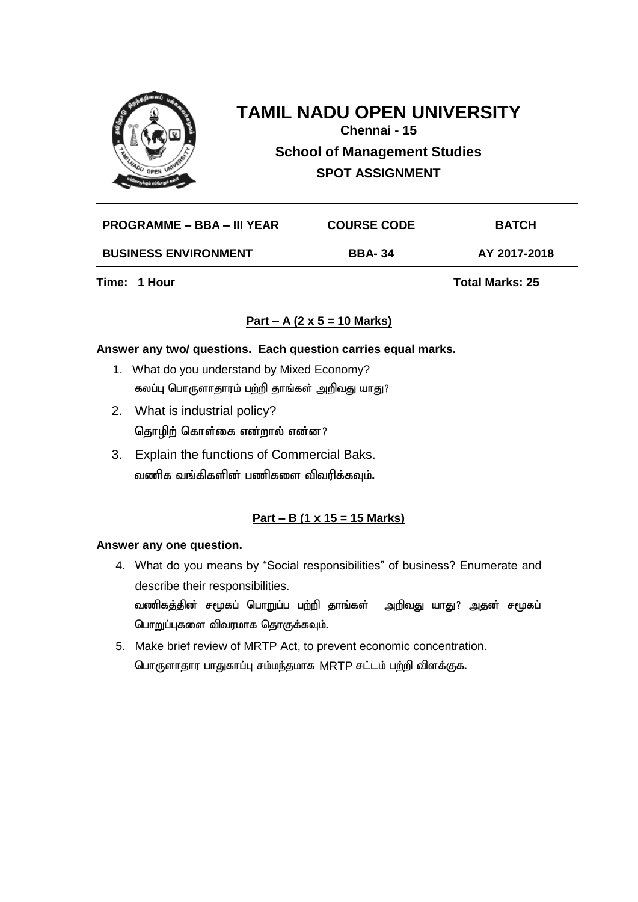# TAMIL NADU OPEN UNIVERSITY

**Chennai - 15**

**School of Management Studies**

**SPOT ASSIGNMENT**

| PROGRAMME – BBA – III YEAR | COURSE CODE | BATCH |
|---|---|---|
| BUSINESS ENVIRONMENT | BBA- 34 | AY 2017-2018 |

**Time: 1 Hour** **Total Marks: 25**

## Part – A (2 x 5 = 10 Marks)

**Answer any two/ questions. Each question carries equal marks.**

1. What do you understand by Mixed Economy?
   கலப்பு பொருளாதாரம் பற்றி தாங்கள் அறிவது யாது?
2. What is industrial policy?
   தொழிற் கொள்கை என்றால் என்ன?
3. Explain the functions of Commercial Baks.
   வணிக வங்கிகளின் பணிகளை விவரிக்கவும்.

## Part – B (1 x 15 = 15 Marks)

**Answer any one question.**

4. What do you means by "Social responsibilities" of business? Enumerate and describe their responsibilities.
   வணிகத்தின் சமூகப் பொறுப்ப பற்றி தாங்கள் அறிவது யாது? அதன் சமூகப் பொறுப்புகளை விவரமாக தொகுக்கவும்.
5. Make brief review of MRTP Act, to prevent economic concentration.
   பொருளாதார பாதுகாப்பு சம்மந்தமாக MRTP சட்டம் பற்றி விளக்குக.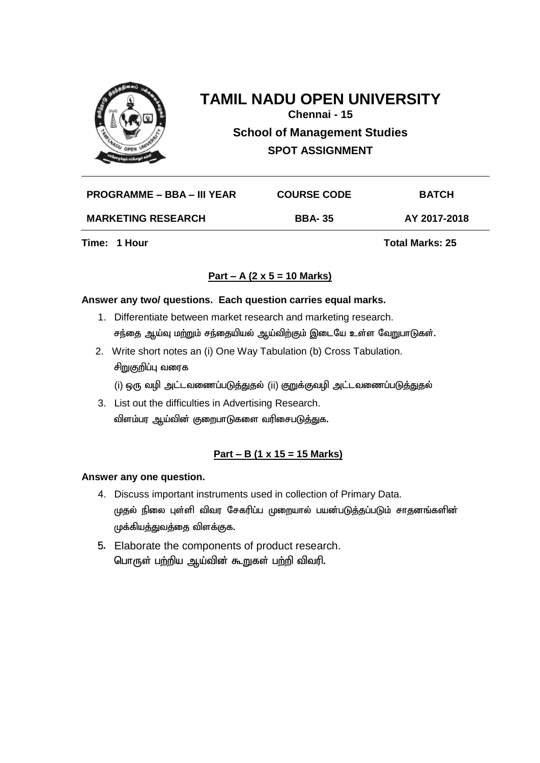# TAMIL NADU OPEN UNIVERSITY

**Chennai - 15**

**School of Management Studies**

**SPOT ASSIGNMENT**

| PROGRAMME – BBA – III YEAR | COURSE CODE | BATCH |
|---|---|---|
| MARKETING RESEARCH | BBA- 35 | AY 2017-2018 |

**Time: 1 Hour** **Total Marks: 25**

## Part – A (2 x 5 = 10 Marks)

**Answer any two/ questions. Each question carries equal marks.**

1. Differentiate between market research and marketing research.
   சந்தை ஆய்வு மற்றும் சந்தையியல் ஆய்விற்கும் இடையே உள்ள வேறுபாடுகள்.
2. Write short notes an (i) One Way Tabulation (b) Cross Tabulation.
   சிறுகுறிப்பு வரைக
   (i) ஒரு வழி அட்டவணைப்படுத்துதல் (ii) குறுக்குவழி அட்டவணைப்படுத்துதல்
3. List out the difficulties in Advertising Research.
   விளம்பர ஆய்வின் குறைபாடுகளை வரிசைபடுத்துக.

## Part – B (1 x 15 = 15 Marks)

**Answer any one question.**

4. Discuss important instruments used in collection of Primary Data.
   முதல் நிலை புள்ளி விவர சேகரிப்ப முறையால் பயன்படுத்தப்படும் சாதனங்களின் முக்கியத்துவத்தை விளக்குக.
5. Elaborate the components of product research.
   பொருள் பற்றிய ஆய்வின் கூறுகள் பற்றி விவரி.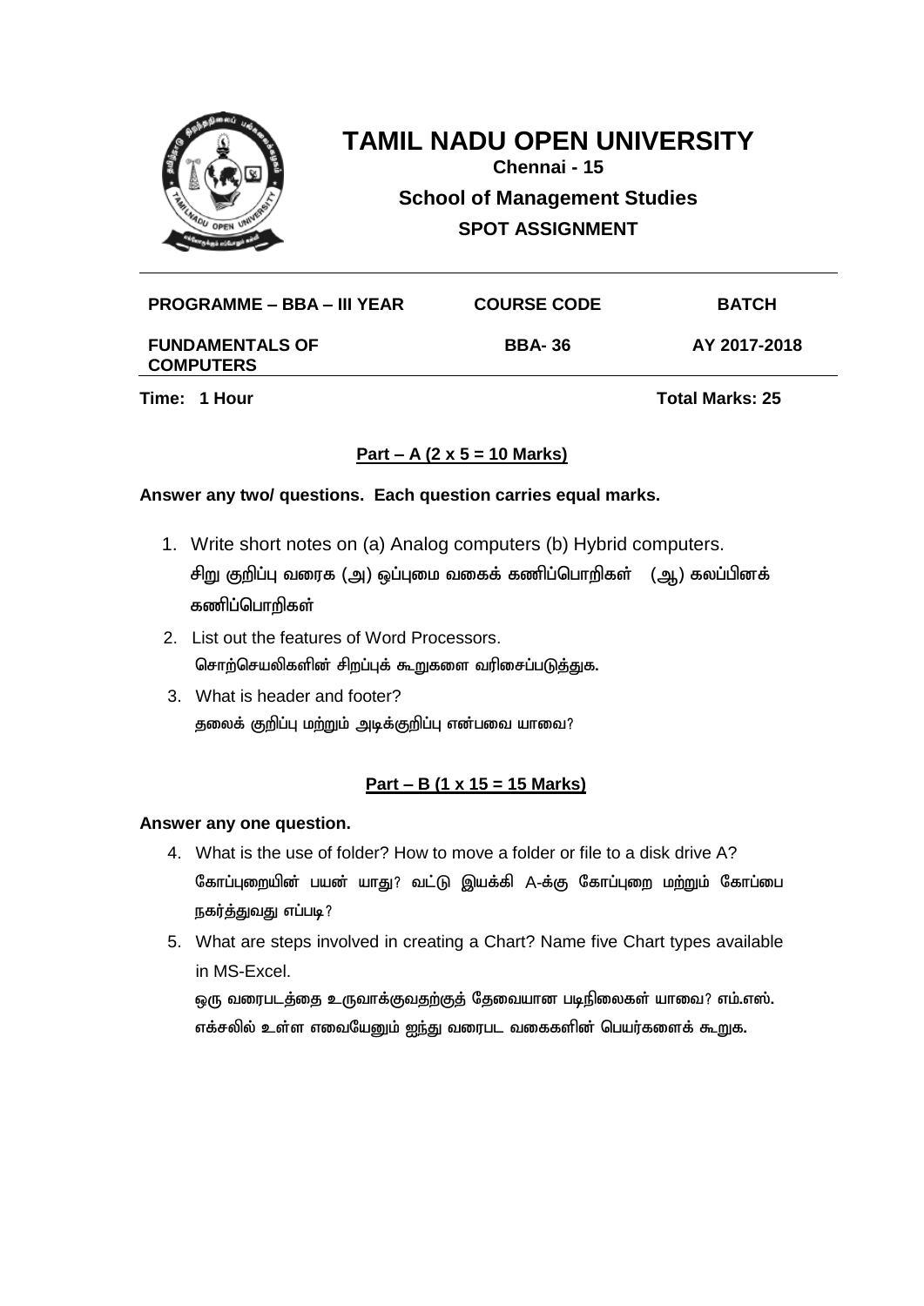# TAMIL NADU OPEN UNIVERSITY

**Chennai - 15**

**School of Management Studies**

**SPOT ASSIGNMENT**

| PROGRAMME – BBA – III YEAR | COURSE CODE | BATCH |
|---|---|---|
| FUNDAMENTALS OF COMPUTERS | BBA- 36 | AY 2017-2018 |

**Time: 1 Hour** **Total Marks: 25**

## Part – A (2 x 5 = 10 Marks)

**Answer any two/ questions. Each question carries equal marks.**

1. Write short notes on (a) Analog computers (b) Hybrid computers.
   சிறு குறிப்பு வரைக (அ) ஒப்புமை வகைக் கணிப்பொறிகள் (ஆ) கலப்பினக் கணிப்பொறிகள்
2. List out the features of Word Processors.
   சொற்செயலிகளின் சிறப்புக் கூறுகளை வரிசைப்படுத்துக.
3. What is header and footer?
   தலைக் குறிப்பு மற்றும் அடிக்குறிப்பு என்பவை யாவை?

## Part – B (1 x 15 = 15 Marks)

**Answer any one question.**

4. What is the use of folder? How to move a folder or file to a disk drive A?
   கோப்புறையின் பயன் யாது? வட்டு இயக்கி A-க்கு கோப்புறை மற்றும் கோப்பை நகர்த்துவது எப்படி?
5. What are steps involved in creating a Chart? Name five Chart types available in MS-Excel.
   ஒரு வரைபடத்தை உருவாக்குவதற்குத் தேவையான படிநிலைகள் யாவை? எம்.எஸ். எக்சலில் உள்ள எவையேனும் ஐந்து வரைபட வகைகளின் பெயர்களைக் கூறுக.